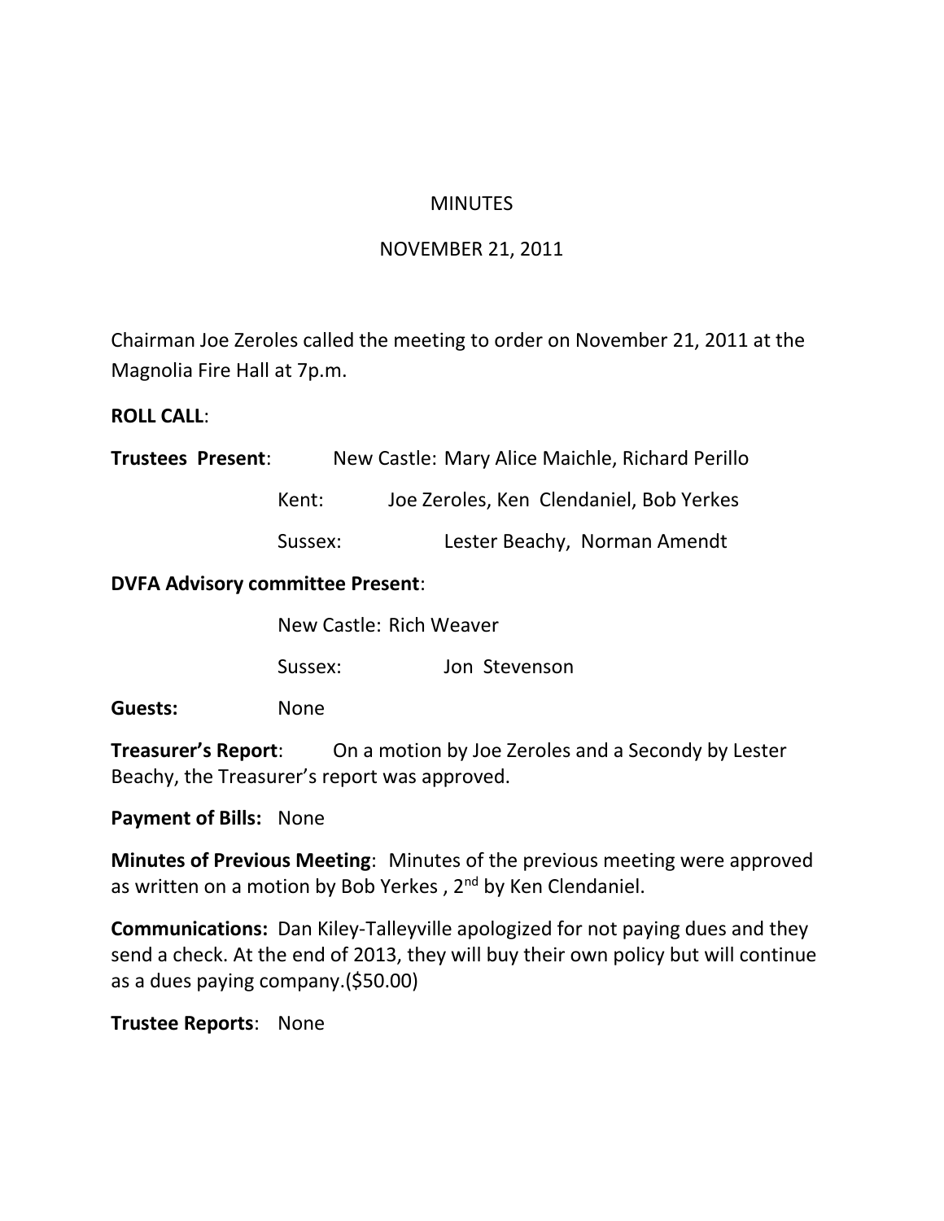# MINUTES

## NOVEMBER 21, 2011

Chairman Joe Zeroles called the meeting to order on November 21, 2011 at the Magnolia Fire Hall at 7p.m.

**ROLL CALL**:

**Trustees Present**: New Castle: Mary Alice Maichle, Richard Perillo

Kent: Joe Zeroles, Ken Clendaniel, Bob Yerkes

Sussex: Lester Beachy, Norman Amendt

**DVFA Advisory committee Present**:

New Castle: Rich Weaver

Sussex: Jon Stevenson

**Guests:** None

**Treasurer's Report**: On a motion by Joe Zeroles and a Secondy by Lester Beachy, the Treasurer's report was approved.

**Payment of Bills:** None

**Minutes of Previous Meeting**: Minutes of the previous meeting were approved as written on a motion by Bob Yerkes , 2nd by Ken Clendaniel.

**Communications:** Dan Kiley-Talleyville apologized for not paying dues and they send a check. At the end of 2013, they will buy their own policy but will continue as a dues paying company.($50.00)

**Trustee Reports**: None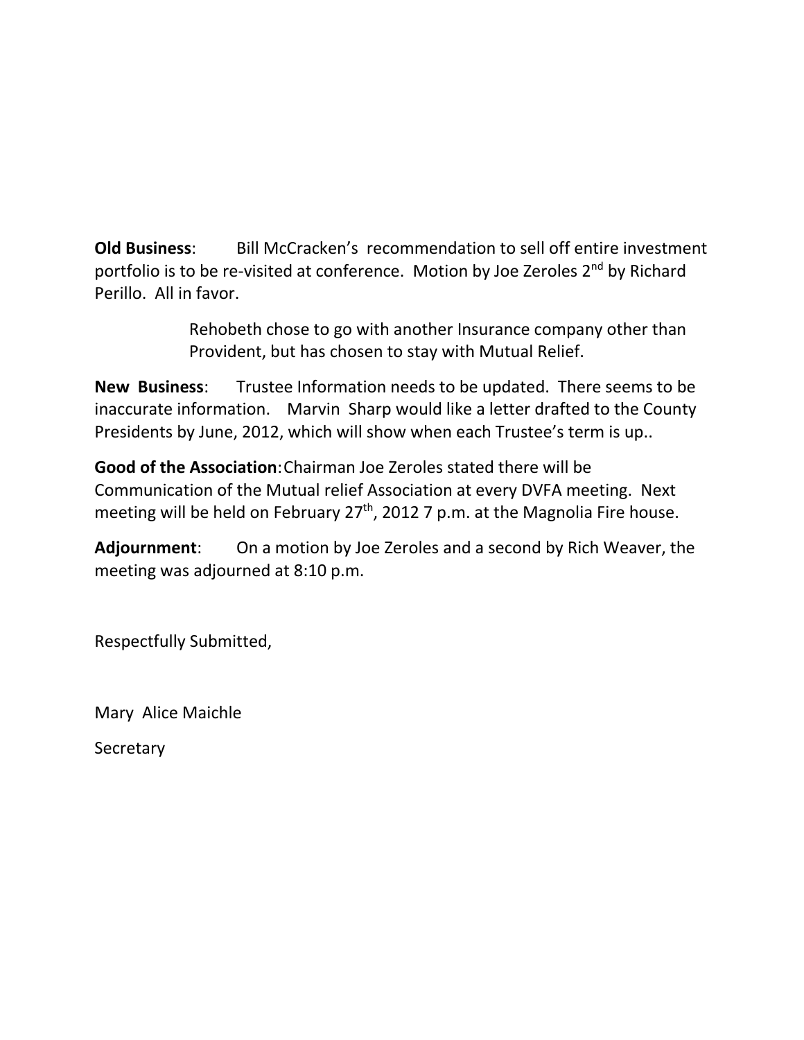**Old Business**: Bill McCracken's recommendation to sell off entire investment portfolio is to be re-visited at conference. Motion by Joe Zeroles 2nd by Richard Perillo. All in favor.

Rehobeth chose to go with another Insurance company other than Provident, but has chosen to stay with Mutual Relief.

**New Business**: Trustee Information needs to be updated. There seems to be inaccurate information. Marvin Sharp would like a letter drafted to the County Presidents by June, 2012, which will show when each Trustee's term is up..

**Good of the Association**: Chairman Joe Zeroles stated there will be Communication of the Mutual relief Association at every DVFA meeting. Next meeting will be held on February 27th, 2012 7 p.m. at the Magnolia Fire house.

**Adjournment**: On a motion by Joe Zeroles and a second by Rich Weaver, the meeting was adjourned at 8:10 p.m.

Respectfully Submitted,

Mary Alice Maichle

Secretary